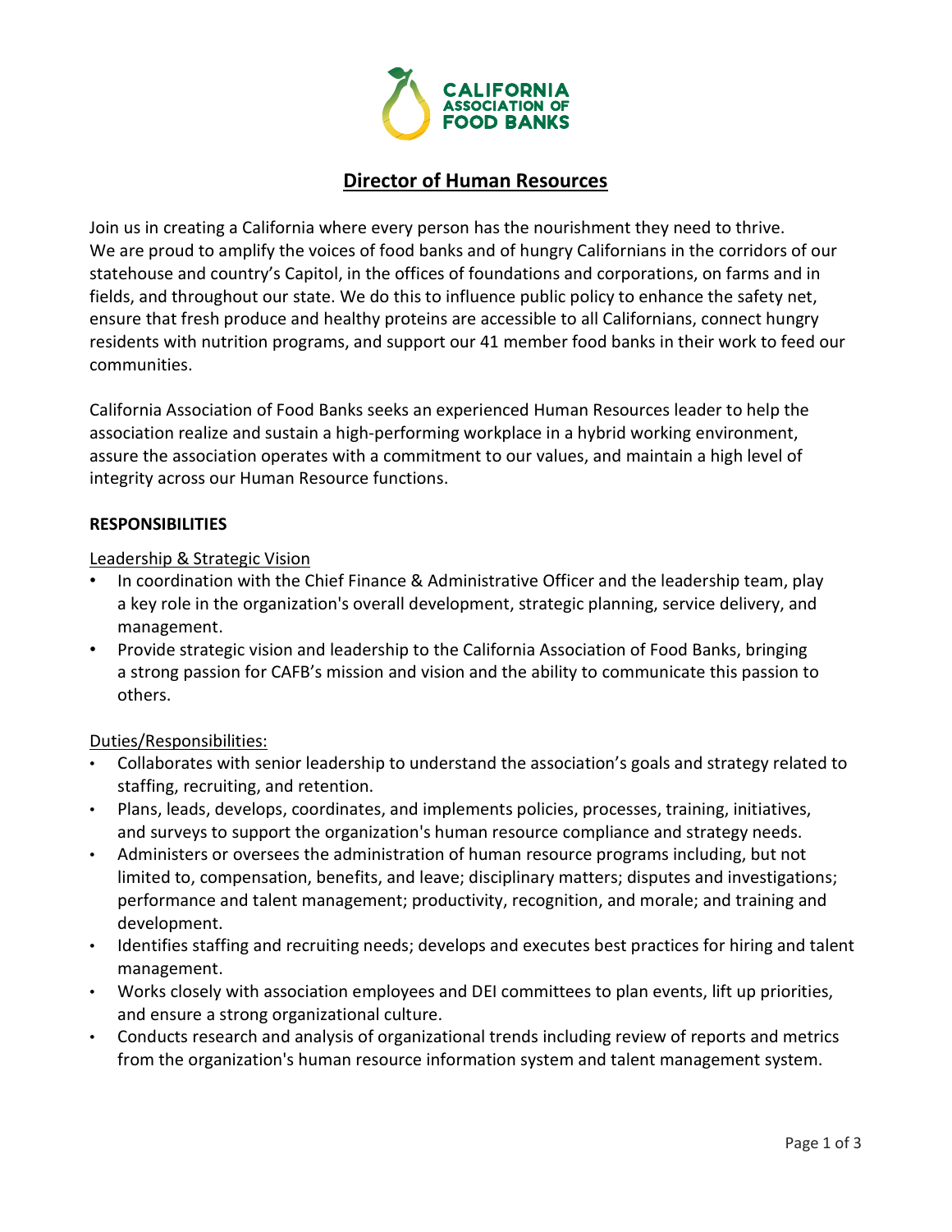# Director of Human Resources

Join us in creating a California where every person has the nourishment they need to thrive. We are proud to amplify the voices of food banks and of hungry Californians in the corridors of our statehouse and country's Capitol, in the offices of foundations and corporations, on farms and in fields, and throughout our state. We do this to influence public policy to enhance the safety net, ensure that fresh produce and healthy proteins are accessible to all Californians, connect hungry residents with nutrition programs, and support our 41 member food banks in their work to feed our communities.

California Association of Food Banks seeks an experienced Human Resources leader to help the association realize and sustain a high-performing workplace in a hybrid working environment, assure the association operates with a commitment to our values, and maintain a high level of integrity across our Human Resource functions.

## RESPONSIBILITIES

### Leadership & Strategic Vision

- In coordination with the Chief Finance & Administrative Officer and the leadership team, play a key role in the organization's overall development, strategic planning, service delivery, and management.
- Provide strategic vision and leadership to the California Association of Food Banks, bringing a strong passion for CAFB's mission and vision and the ability to communicate this passion to others.

### Duties/Responsibilities:

- Collaborates with senior leadership to understand the association's goals and strategy related to staffing, recruiting, and retention.
- Plans, leads, develops, coordinates, and implements policies, processes, training, initiatives, and surveys to support the organization's human resource compliance and strategy needs.
- Administers or oversees the administration of human resource programs including, but not limited to, compensation, benefits, and leave; disciplinary matters; disputes and investigations; performance and talent management; productivity, recognition, and morale; and training and development.
- Identifies staffing and recruiting needs; develops and executes best practices for hiring and talent management.
- Works closely with association employees and DEI committees to plan events, lift up priorities, and ensure a strong organizational culture.
- Conducts research and analysis of organizational trends including review of reports and metrics from the organization's human resource information system and talent management system.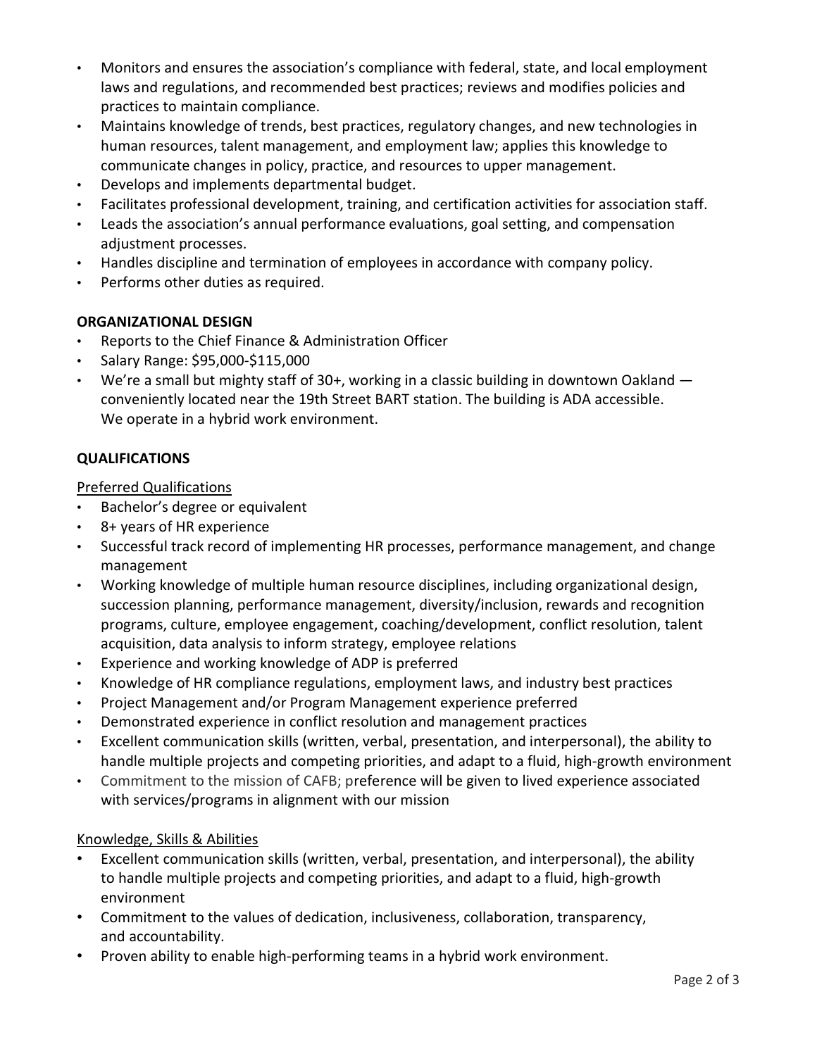- Monitors and ensures the association's compliance with federal, state, and local employment laws and regulations, and recommended best practices; reviews and modifies policies and practices to maintain compliance.
- Maintains knowledge of trends, best practices, regulatory changes, and new technologies in human resources, talent management, and employment law; applies this knowledge to communicate changes in policy, practice, and resources to upper management.
- Develops and implements departmental budget.
- Facilitates professional development, training, and certification activities for association staff.
- Leads the association's annual performance evaluations, goal setting, and compensation adjustment processes.
- Handles discipline and termination of employees in accordance with company policy.
- Performs other duties as required.

**ORGANIZATIONAL DESIGN**

- Reports to the Chief Finance & Administration Officer
- Salary Range: $95,000-$115,000
- We're a small but mighty staff of 30+, working in a classic building in downtown Oakland — conveniently located near the 19th Street BART station. The building is ADA accessible. We operate in a hybrid work environment.

**QUALIFICATIONS**

Preferred Qualifications

- Bachelor's degree or equivalent
- 8+ years of HR experience
- Successful track record of implementing HR processes, performance management, and change management
- Working knowledge of multiple human resource disciplines, including organizational design, succession planning, performance management, diversity/inclusion, rewards and recognition programs, culture, employee engagement, coaching/development, conflict resolution, talent acquisition, data analysis to inform strategy, employee relations
- Experience and working knowledge of ADP is preferred
- Knowledge of HR compliance regulations, employment laws, and industry best practices
- Project Management and/or Program Management experience preferred
- Demonstrated experience in conflict resolution and management practices
- Excellent communication skills (written, verbal, presentation, and interpersonal), the ability to handle multiple projects and competing priorities, and adapt to a fluid, high-growth environment
- Commitment to the mission of CAFB; preference will be given to lived experience associated with services/programs in alignment with our mission

Knowledge, Skills & Abilities

- Excellent communication skills (written, verbal, presentation, and interpersonal), the ability to handle multiple projects and competing priorities, and adapt to a fluid, high-growth environment
- Commitment to the values of dedication, inclusiveness, collaboration, transparency, and accountability.
- Proven ability to enable high-performing teams in a hybrid work environment.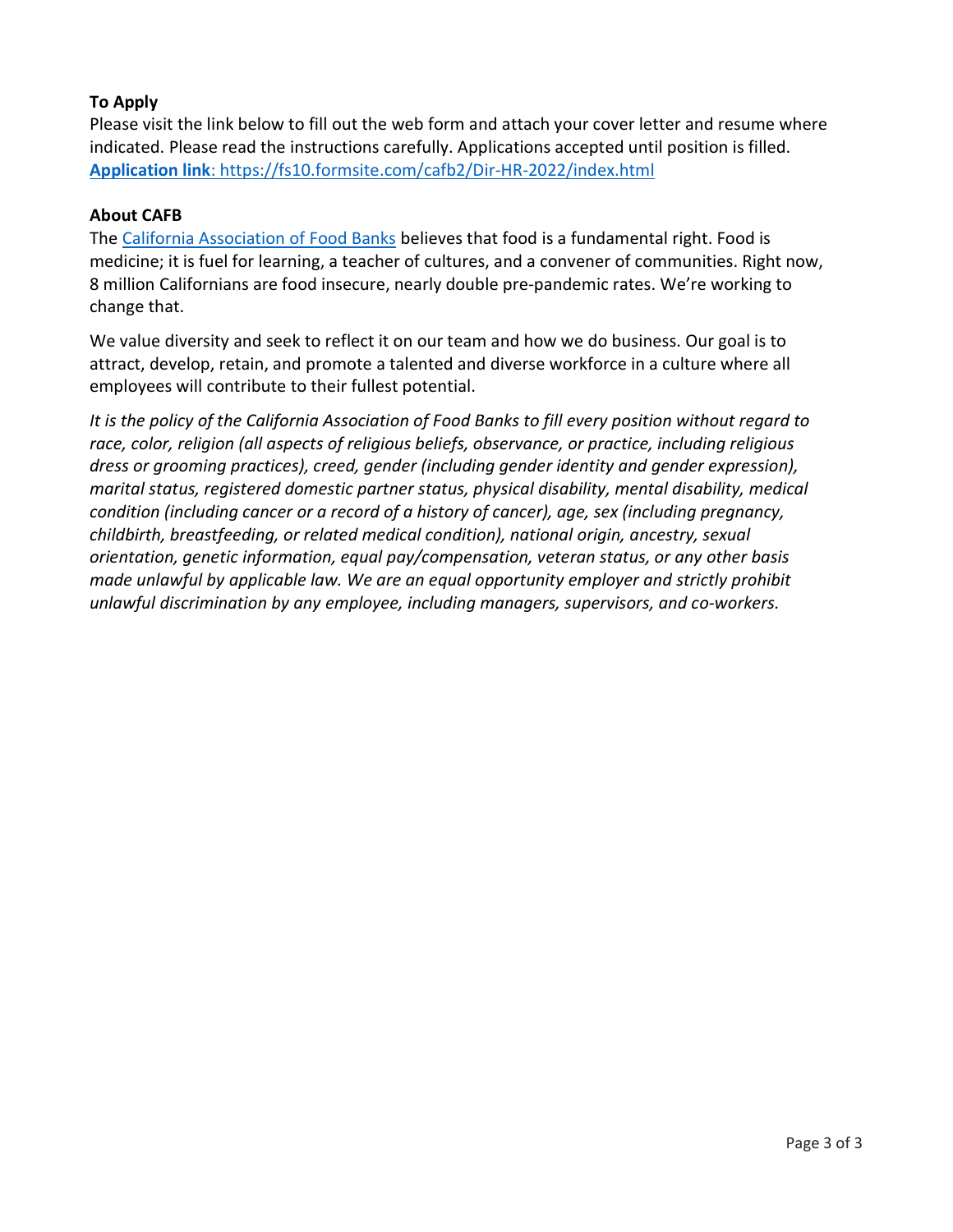**To Apply**

Please visit the link below to fill out the web form and attach your cover letter and resume where indicated. Please read the instructions carefully. Applications accepted until position is filled.

**Application link**: https://fs10.formsite.com/cafb2/Dir-HR-2022/index.html

**About CAFB**

The California Association of Food Banks believes that food is a fundamental right. Food is medicine; it is fuel for learning, a teacher of cultures, and a convener of communities. Right now, 8 million Californians are food insecure, nearly double pre-pandemic rates. We're working to change that.

We value diversity and seek to reflect it on our team and how we do business. Our goal is to attract, develop, retain, and promote a talented and diverse workforce in a culture where all employees will contribute to their fullest potential.

*It is the policy of the California Association of Food Banks to fill every position without regard to race, color, religion (all aspects of religious beliefs, observance, or practice, including religious dress or grooming practices), creed, gender (including gender identity and gender expression), marital status, registered domestic partner status, physical disability, mental disability, medical condition (including cancer or a record of a history of cancer), age, sex (including pregnancy, childbirth, breastfeeding, or related medical condition), national origin, ancestry, sexual orientation, genetic information, equal pay/compensation, veteran status, or any other basis made unlawful by applicable law. We are an equal opportunity employer and strictly prohibit unlawful discrimination by any employee, including managers, supervisors, and co-workers.*